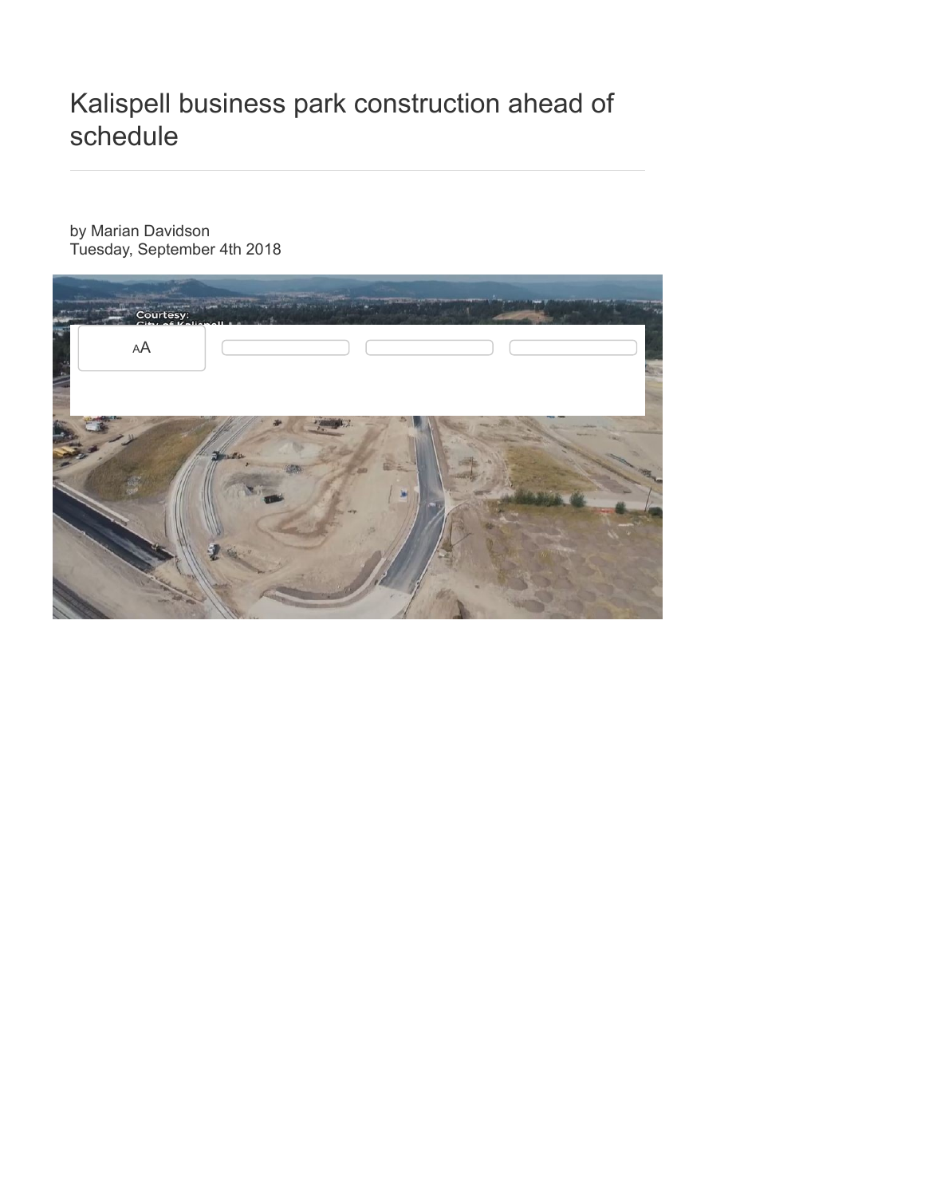# Kalispell business park construction ahead of schedule

by Marian Davidson
Tuesday, September 4th 2018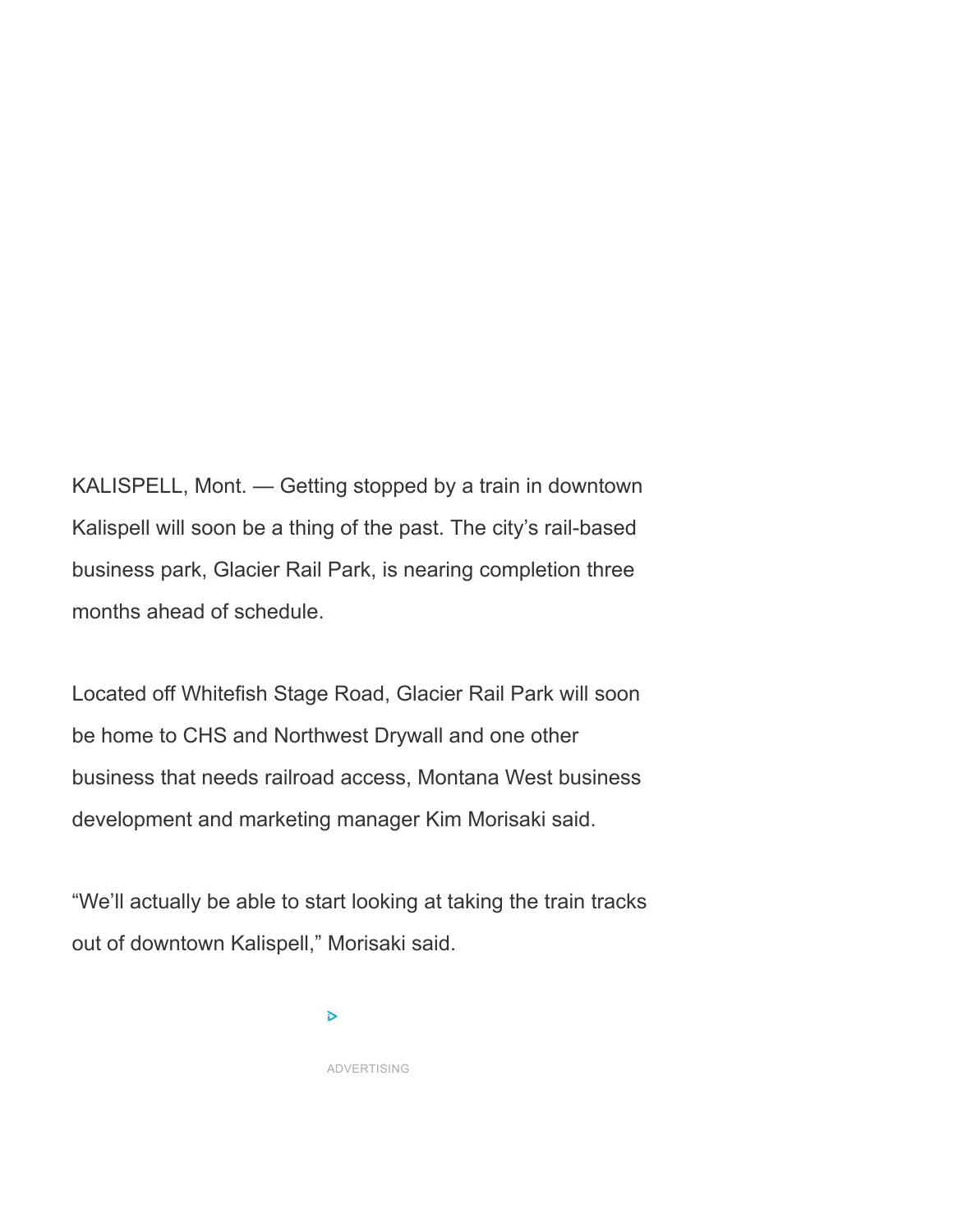KALISPELL, Mont. — Getting stopped by a train in downtown Kalispell will soon be a thing of the past. The city's rail-based business park, Glacier Rail Park, is nearing completion three months ahead of schedule.

Located off Whitefish Stage Road, Glacier Rail Park will soon be home to CHS and Northwest Drywall and one other business that needs railroad access, Montana West business development and marketing manager Kim Morisaki said.

"We'll actually be able to start looking at taking the train tracks out of downtown Kalispell," Morisaki said.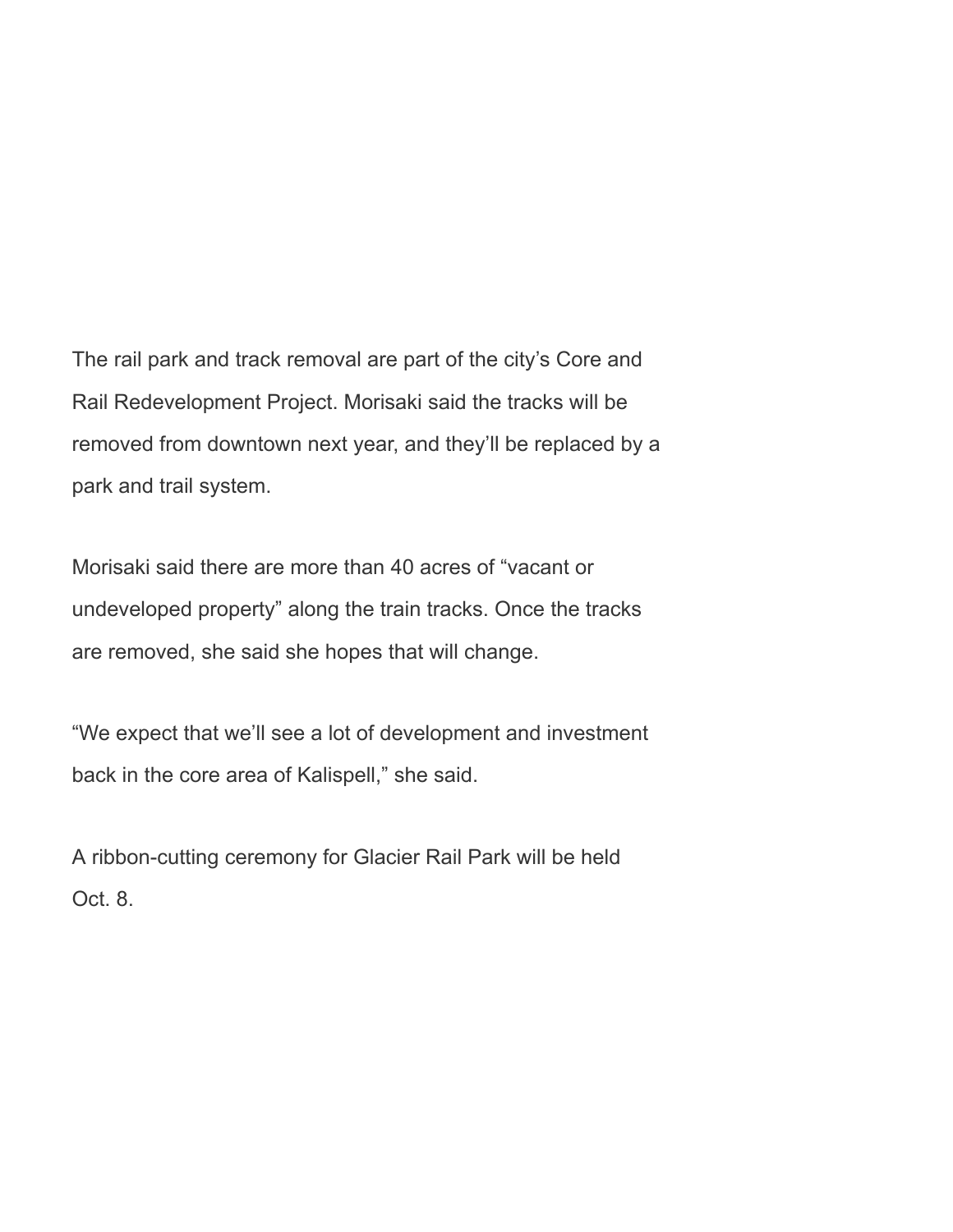The rail park and track removal are part of the city's Core and Rail Redevelopment Project. Morisaki said the tracks will be removed from downtown next year, and they'll be replaced by a park and trail system.

Morisaki said there are more than 40 acres of "vacant or undeveloped property" along the train tracks. Once the tracks are removed, she said she hopes that will change.

"We expect that we'll see a lot of development and investment back in the core area of Kalispell," she said.

A ribbon-cutting ceremony for Glacier Rail Park will be held Oct. 8.